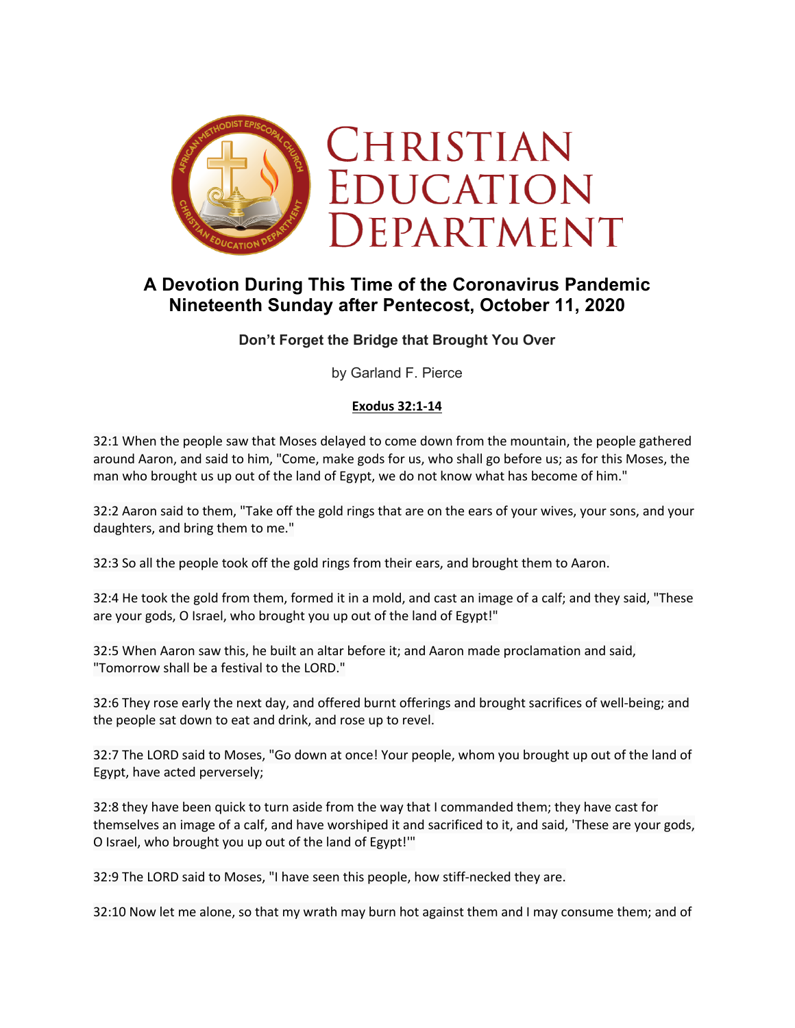# Christian Education Department

## A Devotion During This Time of the Coronavirus Pandemic
## Nineteenth Sunday after Pentecost, October 11, 2020

### Don't Forget the Bridge that Brought You Over

by Garland F. Pierce

**Exodus 32:1-14**

32:1 When the people saw that Moses delayed to come down from the mountain, the people gathered around Aaron, and said to him, "Come, make gods for us, who shall go before us; as for this Moses, the man who brought us up out of the land of Egypt, we do not know what has become of him."

32:2 Aaron said to them, "Take off the gold rings that are on the ears of your wives, your sons, and your daughters, and bring them to me."

32:3 So all the people took off the gold rings from their ears, and brought them to Aaron.

32:4 He took the gold from them, formed it in a mold, and cast an image of a calf; and they said, "These are your gods, O Israel, who brought you up out of the land of Egypt!"

32:5 When Aaron saw this, he built an altar before it; and Aaron made proclamation and said, "Tomorrow shall be a festival to the LORD."

32:6 They rose early the next day, and offered burnt offerings and brought sacrifices of well-being; and the people sat down to eat and drink, and rose up to revel.

32:7 The LORD said to Moses, "Go down at once! Your people, whom you brought up out of the land of Egypt, have acted perversely;

32:8 they have been quick to turn aside from the way that I commanded them; they have cast for themselves an image of a calf, and have worshiped it and sacrificed to it, and said, 'These are your gods, O Israel, who brought you up out of the land of Egypt!'"

32:9 The LORD said to Moses, "I have seen this people, how stiff-necked they are.

32:10 Now let me alone, so that my wrath may burn hot against them and I may consume them; and of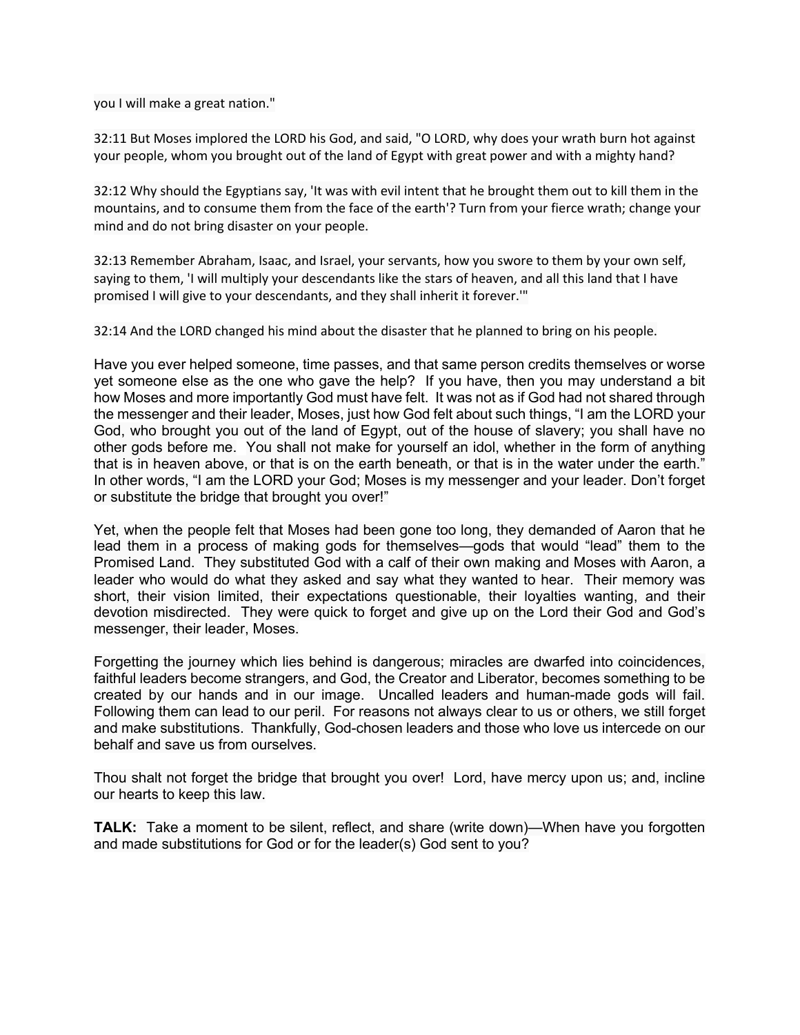you I will make a great nation."

32:11 But Moses implored the LORD his God, and said, "O LORD, why does your wrath burn hot against your people, whom you brought out of the land of Egypt with great power and with a mighty hand?

32:12 Why should the Egyptians say, 'It was with evil intent that he brought them out to kill them in the mountains, and to consume them from the face of the earth'? Turn from your fierce wrath; change your mind and do not bring disaster on your people.

32:13 Remember Abraham, Isaac, and Israel, your servants, how you swore to them by your own self, saying to them, 'I will multiply your descendants like the stars of heaven, and all this land that I have promised I will give to your descendants, and they shall inherit it forever.'"

32:14 And the LORD changed his mind about the disaster that he planned to bring on his people.

Have you ever helped someone, time passes, and that same person credits themselves or worse yet someone else as the one who gave the help? If you have, then you may understand a bit how Moses and more importantly God must have felt. It was not as if God had not shared through the messenger and their leader, Moses, just how God felt about such things, "I am the LORD your God, who brought you out of the land of Egypt, out of the house of slavery; you shall have no other gods before me. You shall not make for yourself an idol, whether in the form of anything that is in heaven above, or that is on the earth beneath, or that is in the water under the earth." In other words, "I am the LORD your God; Moses is my messenger and your leader. Don't forget or substitute the bridge that brought you over!"

Yet, when the people felt that Moses had been gone too long, they demanded of Aaron that he lead them in a process of making gods for themselves—gods that would "lead" them to the Promised Land. They substituted God with a calf of their own making and Moses with Aaron, a leader who would do what they asked and say what they wanted to hear. Their memory was short, their vision limited, their expectations questionable, their loyalties wanting, and their devotion misdirected. They were quick to forget and give up on the Lord their God and God's messenger, their leader, Moses.

Forgetting the journey which lies behind is dangerous; miracles are dwarfed into coincidences, faithful leaders become strangers, and God, the Creator and Liberator, becomes something to be created by our hands and in our image. Uncalled leaders and human-made gods will fail. Following them can lead to our peril. For reasons not always clear to us or others, we still forget and make substitutions. Thankfully, God-chosen leaders and those who love us intercede on our behalf and save us from ourselves.

Thou shalt not forget the bridge that brought you over! Lord, have mercy upon us; and, incline our hearts to keep this law.

**TALK:** Take a moment to be silent, reflect, and share (write down)—When have you forgotten and made substitutions for God or for the leader(s) God sent to you?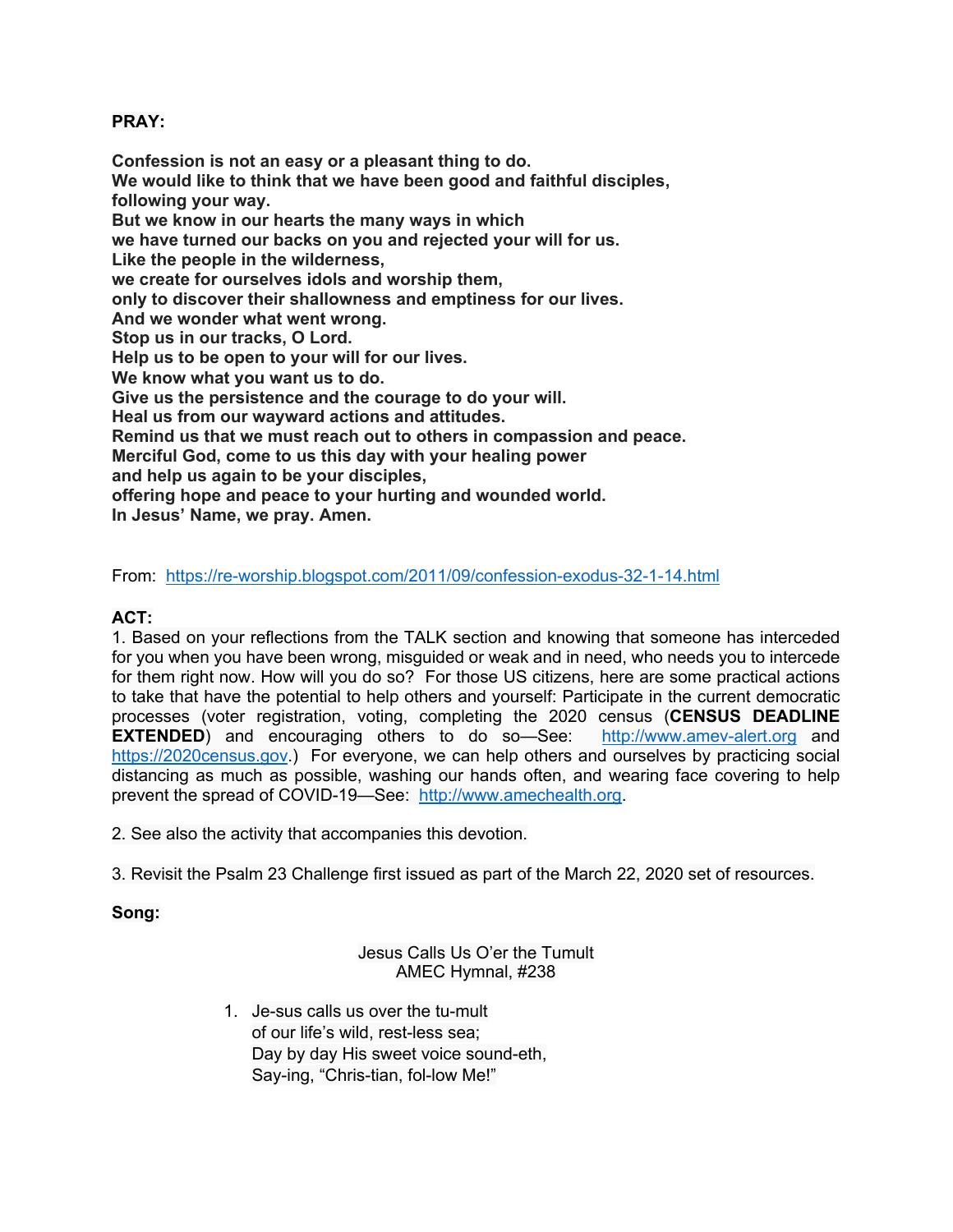**PRAY:**

**Confession is not an easy or a pleasant thing to do.**
**We would like to think that we have been good and faithful disciples,**
**following your way.**
**But we know in our hearts the many ways in which**
**we have turned our backs on you and rejected your will for us.**
**Like the people in the wilderness,**
**we create for ourselves idols and worship them,**
**only to discover their shallowness and emptiness for our lives.**
**And we wonder what went wrong.**
**Stop us in our tracks, O Lord.**
**Help us to be open to your will for our lives.**
**We know what you want us to do.**
**Give us the persistence and the courage to do your will.**
**Heal us from our wayward actions and attitudes.**
**Remind us that we must reach out to others in compassion and peace.**
**Merciful God, come to us this day with your healing power**
**and help us again to be your disciples,**
**offering hope and peace to your hurting and wounded world.**
**In Jesus' Name, we pray. Amen.**

From: [https://re-worship.blogspot.com/2011/09/confession-exodus-32-1-14.html](https://re-worship.blogspot.com/2011/09/confession-exodus-32-1-14.html)

**ACT:**

1. Based on your reflections from the TALK section and knowing that someone has interceded for you when you have been wrong, misguided or weak and in need, who needs you to intercede for them right now. How will you do so? For those US citizens, here are some practical actions to take that have the potential to help others and yourself: Participate in the current democratic processes (voter registration, voting, completing the 2020 census (**CENSUS DEADLINE EXTENDED**) and encouraging others to do so—See: [http://www.amev-alert.org](http://www.amev-alert.org) and [https://2020census.gov](https://2020census.gov).) For everyone, we can help others and ourselves by practicing social distancing as much as possible, washing our hands often, and wearing face covering to help prevent the spread of COVID-19—See: [http://www.amechealth.org](http://www.amechealth.org).

2. See also the activity that accompanies this devotion.

3. Revisit the Psalm 23 Challenge first issued as part of the March 22, 2020 set of resources.

**Song:**

Jesus Calls Us O'er the Tumult
AMEC Hymnal, #238

1. Je-sus calls us over the tu-mult
   of our life's wild, rest-less sea;
   Day by day His sweet voice sound-eth,
   Say-ing, "Chris-tian, fol-low Me!"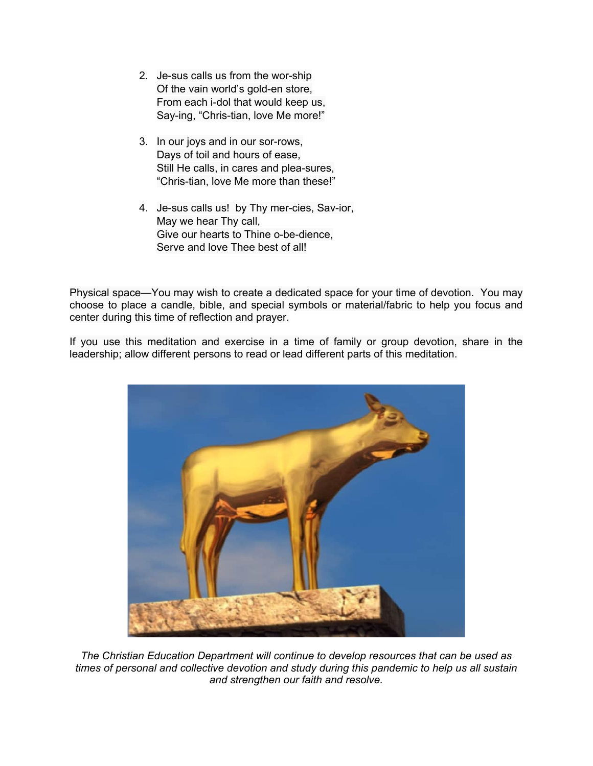2. Je-sus calls us from the wor-ship  
   Of the vain world's gold-en store,  
   From each i-dol that would keep us,  
   Say-ing, "Chris-tian, love Me more!"

3. In our joys and in our sor-rows,  
   Days of toil and hours of ease,  
   Still He calls, in cares and plea-sures,  
   "Chris-tian, love Me more than these!"

4. Je-sus calls us! by Thy mer-cies, Sav-ior,  
   May we hear Thy call,  
   Give our hearts to Thine o-be-dience,  
   Serve and love Thee best of all!

Physical space—You may wish to create a dedicated space for your time of devotion. You may choose to place a candle, bible, and special symbols or material/fabric to help you focus and center during this time of reflection and prayer.

If you use this meditation and exercise in a time of family or group devotion, share in the leadership; allow different persons to read or lead different parts of this meditation.

*The Christian Education Department will continue to develop resources that can be used as times of personal and collective devotion and study during this pandemic to help us all sustain and strengthen our faith and resolve.*